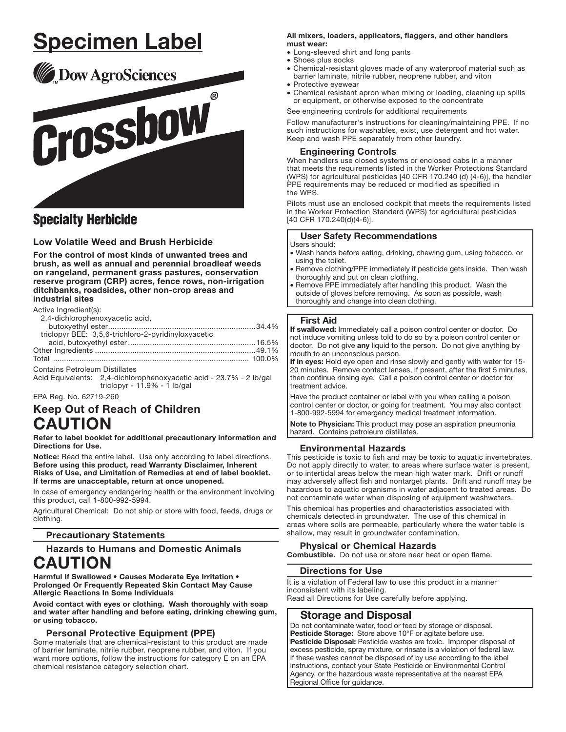# Specimen Label

Dow AgroSciences

# Crossbow®

## Specialty Herbicide

### Low Volatile Weed and Brush Herbicide

**For the control of most kinds of unwanted trees and brush, as well as annual and perennial broadleaf weeds on rangeland, permanent grass pastures, conservation reserve program (CRP) acres, fence rows, non-irrigation ditchbanks, roadsides, other non-crop areas and industrial sites**

Active Ingredient(s):

| | |
|---|---|
| 2,4-dichlorophenoxyacetic acid, butoxyethyl ester | 34.4% |
| triclopyr BEE: 3,5,6-trichloro-2-pyridinyloxyacetic acid, butoxyethyl ester | 16.5% |
| Other Ingredients | 49.1% |
| Total | 100.0% |

Contains Petroleum Distillates

Acid Equivalents: 2,4-dichlorophenoxyacetic acid - 23.7% - 2 lb/gal
triclopyr - 11.9% - 1 lb/gal

EPA Reg. No. 62719-260

## Keep Out of Reach of Children

# CAUTION

**Refer to label booklet for additional precautionary information and Directions for Use.**

**Notice:** Read the entire label. Use only according to label directions. **Before using this product, read Warranty Disclaimer, Inherent Risks of Use, and Limitation of Remedies at end of label booklet. If terms are unacceptable, return at once unopened.**

In case of emergency endangering health or the environment involving this product, call 1-800-992-5994.

Agricultural Chemical: Do not ship or store with food, feeds, drugs or clothing.

### Precautionary Statements

### Hazards to Humans and Domestic Animals

# CAUTION

**Harmful If Swallowed • Causes Moderate Eye Irritation • Prolonged Or Frequently Repeated Skin Contact May Cause Allergic Reactions In Some Individuals**

**Avoid contact with eyes or clothing. Wash thoroughly with soap and water after handling and before eating, drinking chewing gum, or using tobacco.**

### Personal Protective Equipment (PPE)

Some materials that are chemical-resistant to this product are made of barrier laminate, nitrile rubber, neoprene rubber, and viton. If you want more options, follow the instructions for category E on an EPA chemical resistance category selection chart.

**All mixers, loaders, applicators, flaggers, and other handlers must wear:**

- Long-sleeved shirt and long pants
- Shoes plus socks
- Chemical-resistant gloves made of any waterproof material such as barrier laminate, nitrile rubber, neoprene rubber, and viton
- Protective eyewear
- Chemical resistant apron when mixing or loading, cleaning up spills or equipment, or otherwise exposed to the concentrate

See engineering controls for additional requirements

Follow manufacturer's instructions for cleaning/maintaining PPE. If no such instructions for washables, exist, use detergent and hot water. Keep and wash PPE separately from other laundry.

### Engineering Controls

When handlers use closed systems or enclosed cabs in a manner that meets the requirements listed in the Worker Protections Standard (WPS) for agricultural pesticides [40 CFR 170.240 (d) (4-6)], the handler PPE requirements may be reduced or modified as specified in the WPS.

Pilots must use an enclosed cockpit that meets the requirements listed in the Worker Protection Standard (WPS) for agricultural pesticides [40 CFR 170.240(d)(4-6)].

### User Safety Recommendations

Users should:

- Wash hands before eating, drinking, chewing gum, using tobacco, or using the toilet.
- Remove clothing/PPE immediately if pesticide gets inside. Then wash thoroughly and put on clean clothing.
- Remove PPE immediately after handling this product. Wash the outside of gloves before removing. As soon as possible, wash thoroughly and change into clean clothing.

### First Aid

**If swallowed:** Immediately call a poison control center or doctor. Do not induce vomiting unless told to do so by a poison control center or doctor. Do not give **any** liquid to the person. Do not give anything by mouth to an unconscious person.

**If in eyes:** Hold eye open and rinse slowly and gently with water for 15-20 minutes. Remove contact lenses, if present, after the first 5 minutes, then continue rinsing eye. Call a poison control center or doctor for treatment advice.

Have the product container or label with you when calling a poison control center or doctor, or going for treatment. You may also contact 1-800-992-5994 for emergency medical treatment information.

**Note to Physician:** This product may pose an aspiration pneumonia hazard. Contains petroleum distillates.

### Environmental Hazards

This pesticide is toxic to fish and may be toxic to aquatic invertebrates. Do not apply directly to water, to areas where surface water is present, or to intertidal areas below the mean high water mark. Drift or runoff may adversely affect fish and nontarget plants. Drift and runoff may be hazardous to aquatic organisms in water adjacent to treated areas. Do not contaminate water when disposing of equipment washwaters.

This chemical has properties and characteristics associated with chemicals detected in groundwater. The use of this chemical in areas where soils are permeable, particularly where the water table is shallow, may result in groundwater contamination.

### Physical or Chemical Hazards

**Combustible.** Do not use or store near heat or open flame.

### Directions for Use

It is a violation of Federal law to use this product in a manner inconsistent with its labeling.
Read all Directions for Use carefully before applying.

## Storage and Disposal

Do not contaminate water, food or feed by storage or disposal.

**Pesticide Storage:** Store above 10°F or agitate before use.

**Pesticide Disposal:** Pesticide wastes are toxic. Improper disposal of excess pesticide, spray mixture, or rinsate is a violation of federal law. If these wastes cannot be disposed of by use according to the label instructions, contact your State Pesticide or Environmental Control Agency, or the hazardous waste representative at the nearest EPA Regional Office for guidance.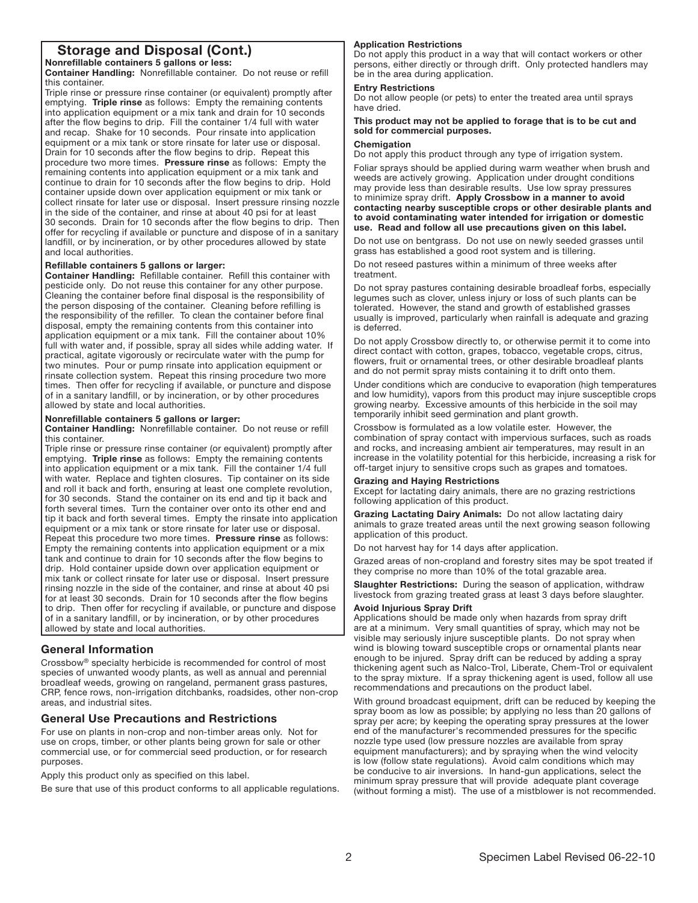## Storage and Disposal (Cont.)

**Nonrefillable containers 5 gallons or less:**

**Container Handling:** Nonrefillable container. Do not reuse or refill this container.

Triple rinse or pressure rinse container (or equivalent) promptly after emptying. **Triple rinse** as follows: Empty the remaining contents into application equipment or a mix tank and drain for 10 seconds after the flow begins to drip. Fill the container 1/4 full with water and recap. Shake for 10 seconds. Pour rinsate into application equipment or a mix tank or store rinsate for later use or disposal. Drain for 10 seconds after the flow begins to drip. Repeat this procedure two more times. **Pressure rinse** as follows: Empty the remaining contents into application equipment or a mix tank and continue to drain for 10 seconds after the flow begins to drip. Hold container upside down over application equipment or mix tank or collect rinsate for later use or disposal. Insert pressure rinsing nozzle in the side of the container, and rinse at about 40 psi for at least 30 seconds. Drain for 10 seconds after the flow begins to drip. Then offer for recycling if available or puncture and dispose of in a sanitary landfill, or by incineration, or by other procedures allowed by state and local authorities.

**Refillable containers 5 gallons or larger:**

**Container Handling:** Refillable container. Refill this container with pesticide only. Do not reuse this container for any other purpose. Cleaning the container before final disposal is the responsibility of the person disposing of the container. Cleaning before refilling is the responsibility of the refiller. To clean the container before final disposal, empty the remaining contents from this container into application equipment or a mix tank. Fill the container about 10% full with water and, if possible, spray all sides while adding water. If practical, agitate vigorously or recirculate water with the pump for two minutes. Pour or pump rinsate into application equipment or rinsate collection system. Repeat this rinsing procedure two more times. Then offer for recycling if available, or puncture and dispose of in a sanitary landfill, or by incineration, or by other procedures allowed by state and local authorities.

**Nonrefillable containers 5 gallons or larger:**

**Container Handling:** Nonrefillable container. Do not reuse or refill this container.

Triple rinse or pressure rinse container (or equivalent) promptly after emptying. **Triple rinse** as follows: Empty the remaining contents into application equipment or a mix tank. Fill the container 1/4 full with water. Replace and tighten closures. Tip container on its side and roll it back and forth, ensuring at least one complete revolution, for 30 seconds. Stand the container on its end and tip it back and forth several times. Turn the container over onto its other end and tip it back and forth several times. Empty the rinsate into application equipment or a mix tank or store rinsate for later use or disposal. Repeat this procedure two more times. **Pressure rinse** as follows: Empty the remaining contents into application equipment or a mix tank and continue to drain for 10 seconds after the flow begins to drip. Hold container upside down over application equipment or mix tank or collect rinsate for later use or disposal. Insert pressure rinsing nozzle in the side of the container, and rinse at about 40 psi for at least 30 seconds. Drain for 10 seconds after the flow begins to drip. Then offer for recycling if available, or puncture and dispose of in a sanitary landfill, or by incineration, or by other procedures allowed by state and local authorities.

## General Information

Crossbow® specialty herbicide is recommended for control of most species of unwanted woody plants, as well as annual and perennial broadleaf weeds, growing on rangeland, permanent grass pastures, CRP, fence rows, non-irrigation ditchbanks, roadsides, other non-crop areas, and industrial sites.

## General Use Precautions and Restrictions

For use on plants in non-crop and non-timber areas only. Not for use on crops, timber, or other plants being grown for sale or other commercial use, or for commercial seed production, or for research purposes.

Apply this product only as specified on this label.

Be sure that use of this product conforms to all applicable regulations.

**Application Restrictions**

Do not apply this product in a way that will contact workers or other persons, either directly or through drift. Only protected handlers may be in the area during application.

**Entry Restrictions**

Do not allow people (or pets) to enter the treated area until sprays have dried.

**This product may not be applied to forage that is to be cut and sold for commercial purposes.**

**Chemigation**

Do not apply this product through any type of irrigation system.

Foliar sprays should be applied during warm weather when brush and weeds are actively growing. Application under drought conditions may provide less than desirable results. Use low spray pressures to minimize spray drift. **Apply Crossbow in a manner to avoid contacting nearby susceptible crops or other desirable plants and to avoid contaminating water intended for irrigation or domestic use. Read and follow all use precautions given on this label.**

Do not use on bentgrass. Do not use on newly seeded grasses until grass has established a good root system and is tillering.

Do not reseed pastures within a minimum of three weeks after treatment.

Do not spray pastures containing desirable broadleaf forbs, especially legumes such as clover, unless injury or loss of such plants can be tolerated. However, the stand and growth of established grasses usually is improved, particularly when rainfall is adequate and grazing is deferred.

Do not apply Crossbow directly to, or otherwise permit it to come into direct contact with cotton, grapes, tobacco, vegetable crops, citrus, flowers, fruit or ornamental trees, or other desirable broadleaf plants and do not permit spray mists containing it to drift onto them.

Under conditions which are conducive to evaporation (high temperatures and low humidity), vapors from this product may injure susceptible crops growing nearby. Excessive amounts of this herbicide in the soil may temporarily inhibit seed germination and plant growth.

Crossbow is formulated as a low volatile ester. However, the combination of spray contact with impervious surfaces, such as roads and rocks, and increasing ambient air temperatures, may result in an increase in the volatility potential for this herbicide, increasing a risk for off-target injury to sensitive crops such as grapes and tomatoes.

**Grazing and Haying Restrictions**

Except for lactating dairy animals, there are no grazing restrictions following application of this product.

**Grazing Lactating Dairy Animals:** Do not allow lactating dairy animals to graze treated areas until the next growing season following application of this product.

Do not harvest hay for 14 days after application.

Grazed areas of non-cropland and forestry sites may be spot treated if they comprise no more than 10% of the total grazable area.

**Slaughter Restrictions:** During the season of application, withdraw livestock from grazing treated grass at least 3 days before slaughter.

**Avoid Injurious Spray Drift**

Applications should be made only when hazards from spray drift are at a minimum. Very small quantities of spray, which may not be visible may seriously injure susceptible plants. Do not spray when wind is blowing toward susceptible crops or ornamental plants near enough to be injured. Spray drift can be reduced by adding a spray thickening agent such as Nalco-Trol, Liberate, Chem-Trol or equivalent to the spray mixture. If a spray thickening agent is used, follow all use recommendations and precautions on the product label.

With ground broadcast equipment, drift can be reduced by keeping the spray boom as low as possible; by applying no less than 20 gallons of spray per acre; by keeping the operating spray pressures at the lower end of the manufacturer's recommended pressures for the specific nozzle type used (low pressure nozzles are available from spray equipment manufacturers); and by spraying when the wind velocity is low (follow state regulations). Avoid calm conditions which may be conducive to air inversions. In hand-gun applications, select the minimum spray pressure that will provide adequate plant coverage (without forming a mist). The use of a mistblower is not recommended.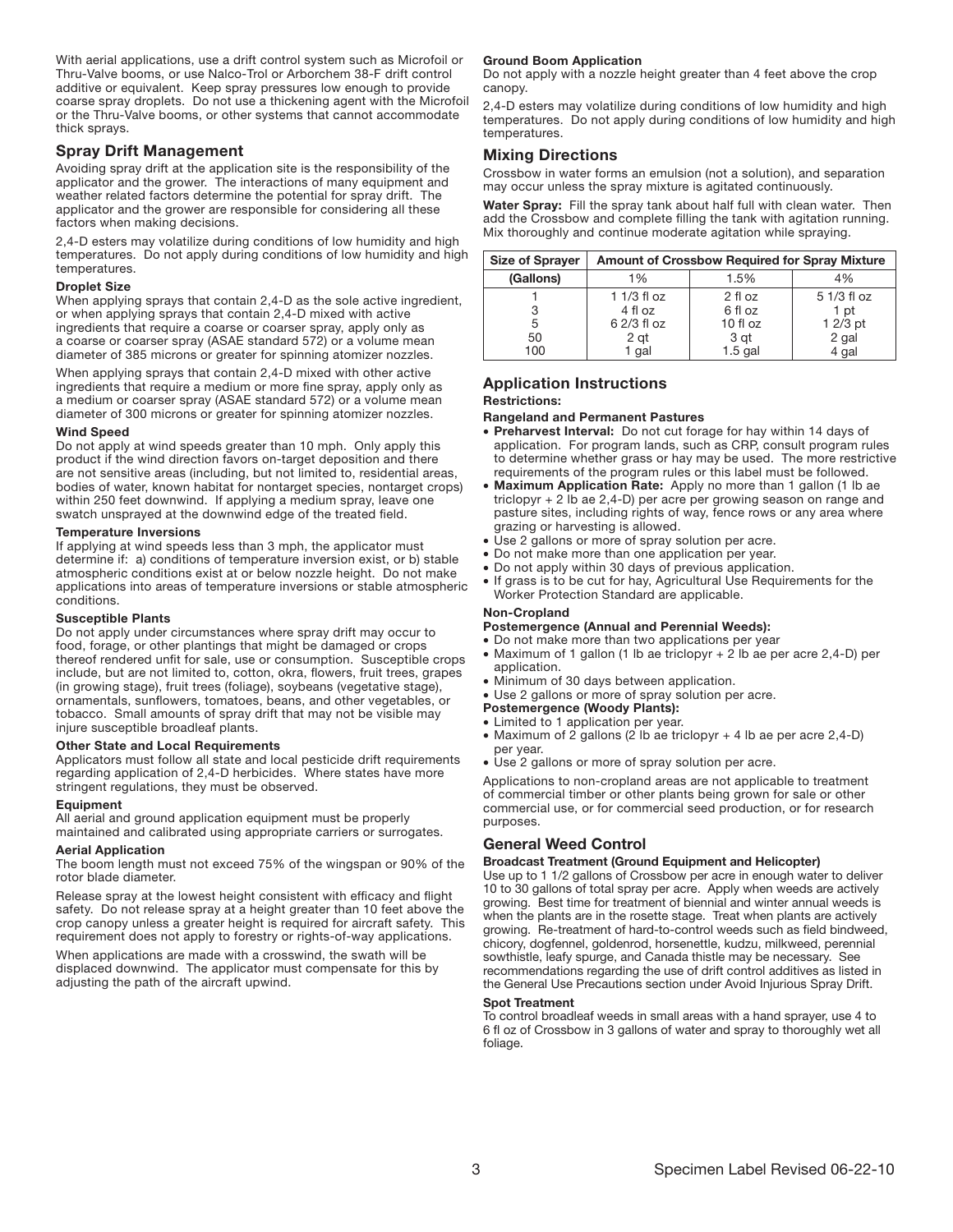With aerial applications, use a drift control system such as Microfoil or Thru-Valve booms, or use Nalco-Trol or Arborchem 38-F drift control additive or equivalent. Keep spray pressures low enough to provide coarse spray droplets. Do not use a thickening agent with the Microfoil or the Thru-Valve booms, or other systems that cannot accommodate thick sprays.

## Spray Drift Management

Avoiding spray drift at the application site is the responsibility of the applicator and the grower. The interactions of many equipment and weather related factors determine the potential for spray drift. The applicator and the grower are responsible for considering all these factors when making decisions.

2,4-D esters may volatilize during conditions of low humidity and high temperatures. Do not apply during conditions of low humidity and high temperatures.

**Droplet Size**

When applying sprays that contain 2,4-D as the sole active ingredient, or when applying sprays that contain 2,4-D mixed with active ingredients that require a coarse or coarser spray, apply only as a coarse or coarser spray (ASAE standard 572) or a volume mean diameter of 385 microns or greater for spinning atomizer nozzles.

When applying sprays that contain 2,4-D mixed with other active ingredients that require a medium or more fine spray, apply only as a medium or coarser spray (ASAE standard 572) or a volume mean diameter of 300 microns or greater for spinning atomizer nozzles.

**Wind Speed**

Do not apply at wind speeds greater than 10 mph. Only apply this product if the wind direction favors on-target deposition and there are not sensitive areas (including, but not limited to, residential areas, bodies of water, known habitat for nontarget species, nontarget crops) within 250 feet downwind. If applying a medium spray, leave one swatch unsprayed at the downwind edge of the treated field.

**Temperature Inversions**

If applying at wind speeds less than 3 mph, the applicator must determine if: a) conditions of temperature inversion exist, or b) stable atmospheric conditions exist at or below nozzle height. Do not make applications into areas of temperature inversions or stable atmospheric conditions.

**Susceptible Plants**

Do not apply under circumstances where spray drift may occur to food, forage, or other plantings that might be damaged or crops thereof rendered unfit for sale, use or consumption. Susceptible crops include, but are not limited to, cotton, okra, flowers, fruit trees, grapes (in growing stage), fruit trees (foliage), soybeans (vegetative stage), ornamentals, sunflowers, tomatoes, beans, and other vegetables, or tobacco. Small amounts of spray drift that may not be visible may injure susceptible broadleaf plants.

**Other State and Local Requirements**

Applicators must follow all state and local pesticide drift requirements regarding application of 2,4-D herbicides. Where states have more stringent regulations, they must be observed.

**Equipment**

All aerial and ground application equipment must be properly maintained and calibrated using appropriate carriers or surrogates.

**Aerial Application**

The boom length must not exceed 75% of the wingspan or 90% of the rotor blade diameter.

Release spray at the lowest height consistent with efficacy and flight safety. Do not release spray at a height greater than 10 feet above the crop canopy unless a greater height is required for aircraft safety. This requirement does not apply to forestry or rights-of-way applications.

When applications are made with a crosswind, the swath will be displaced downwind. The applicator must compensate for this by adjusting the path of the aircraft upwind.

**Ground Boom Application**

Do not apply with a nozzle height greater than 4 feet above the crop canopy.

2,4-D esters may volatilize during conditions of low humidity and high temperatures. Do not apply during conditions of low humidity and high temperatures.

## Mixing Directions

Crossbow in water forms an emulsion (not a solution), and separation may occur unless the spray mixture is agitated continuously.

**Water Spray:** Fill the spray tank about half full with clean water. Then add the Crossbow and complete filling the tank with agitation running. Mix thoroughly and continue moderate agitation while spraying.

| Size of Sprayer | Amount of Crossbow Required for Spray Mixture | | |
|---|---|---|---|
| (Gallons) | 1% | 1.5% | 4% |
| 1 | 1 1/3 fl oz | 2 fl oz | 5 1/3 fl oz |
| 3 | 4 fl oz | 6 fl oz | 1 pt |
| 5 | 6 2/3 fl oz | 10 fl oz | 1 2/3 pt |
| 50 | 2 qt | 3 qt | 2 gal |
| 100 | 1 gal | 1.5 gal | 4 gal |

## Application Instructions

**Restrictions:**

**Rangeland and Permanent Pastures**

- **Preharvest Interval:** Do not cut forage for hay within 14 days of application. For program lands, such as CRP, consult program rules to determine whether grass or hay may be used. The more restrictive requirements of the program rules or this label must be followed.
- **Maximum Application Rate:** Apply no more than 1 gallon (1 lb ae triclopyr + 2 lb ae 2,4-D) per acre per growing season on range and pasture sites, including rights of way, fence rows or any area where grazing or harvesting is allowed.
- Use 2 gallons or more of spray solution per acre.
- Do not make more than one application per year.
- Do not apply within 30 days of previous application.
- If grass is to be cut for hay, Agricultural Use Requirements for the Worker Protection Standard are applicable.

**Non-Cropland**

**Postemergence (Annual and Perennial Weeds):**

- Do not make more than two applications per year
- Maximum of 1 gallon (1 lb ae triclopyr + 2 lb ae per acre 2,4-D) per application.
- Minimum of 30 days between application.
- Use 2 gallons or more of spray solution per acre.

**Postemergence (Woody Plants):**

- Limited to 1 application per year.
- Maximum of 2 gallons (2 lb ae triclopyr + 4 lb ae per acre 2,4-D) per year.
- Use 2 gallons or more of spray solution per acre.

Applications to non-cropland areas are not applicable to treatment of commercial timber or other plants being grown for sale or other commercial use, or for commercial seed production, or for research purposes.

## General Weed Control

**Broadcast Treatment (Ground Equipment and Helicopter)**

Use up to 1 1/2 gallons of Crossbow per acre in enough water to deliver 10 to 30 gallons of total spray per acre. Apply when weeds are actively growing. Best time for treatment of biennial and winter annual weeds is when the plants are in the rosette stage. Treat when plants are actively growing. Re-treatment of hard-to-control weeds such as field bindweed, chicory, dogfennel, goldenrod, horsenettle, kudzu, milkweed, perennial sowthistle, leafy spurge, and Canada thistle may be necessary. See recommendations regarding the use of drift control additives as listed in the General Use Precautions section under Avoid Injurious Spray Drift.

**Spot Treatment**

To control broadleaf weeds in small areas with a hand sprayer, use 4 to 6 fl oz of Crossbow in 3 gallons of water and spray to thoroughly wet all foliage.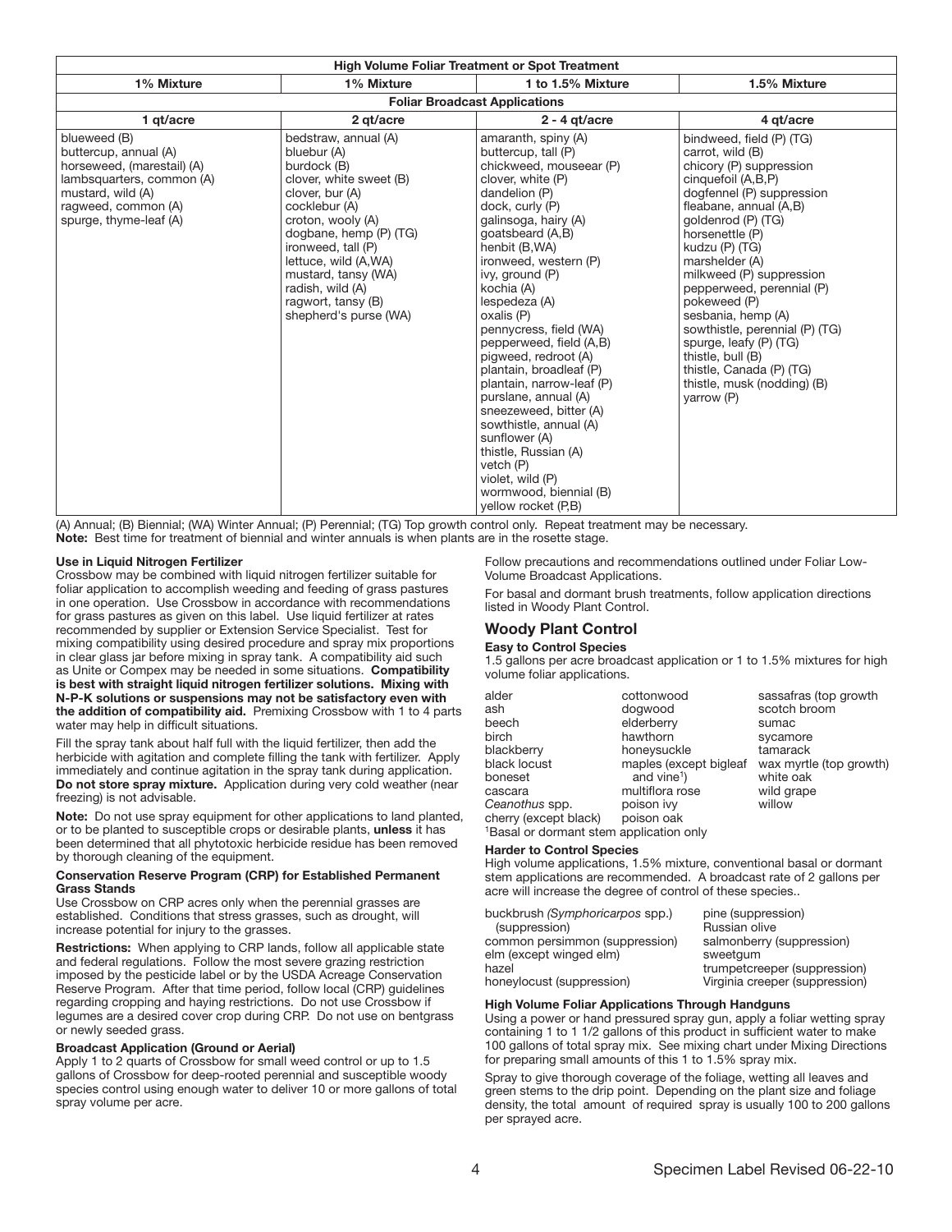| High Volume Foliar Treatment or Spot Treatment | | | |
|---|---|---|---|
| 1% Mixture | 1% Mixture | 1 to 1.5% Mixture | 1.5% Mixture |
| Foliar Broadcast Applications | | | |
| 1 qt/acre | 2 qt/acre | 2 - 4 qt/acre | 4 qt/acre |
| blueweed (B)<br>buttercup, annual (A)<br>horseweed, (marestail) (A)<br>lambsquarters, common (A)<br>mustard, wild (A)<br>ragweed, common (A)<br>spurge, thyme-leaf (A) | bedstraw, annual (A)<br>bluebur (A)<br>burdock (B)<br>clover, white sweet (B)<br>clover, bur (A)<br>cocklebur (A)<br>croton, wooly (A)<br>dogbane, hemp (P) (TG)<br>ironweed, tall (P)<br>lettuce, wild (A,WA)<br>mustard, tansy (WA)<br>radish, wild (A)<br>ragwort, tansy (B)<br>shepherd's purse (WA) | amaranth, spiny (A)<br>buttercup, tall (P)<br>chickweed, mouseear (P)<br>clover, white (P)<br>dandelion (P)<br>dock, curly (P)<br>galinsoga, hairy (A)<br>goatsbeard (A,B)<br>henbit (B,WA)<br>ironweed, western (P)<br>ivy, ground (P)<br>kochia (A)<br>lespedeza (A)<br>oxalis (P)<br>pennycress, field (WA)<br>pepperweed, field (A,B)<br>pigweed, redroot (A)<br>plantain, broadleaf (P)<br>plantain, narrow-leaf (P)<br>purslane, annual (A)<br>sneezeweed, bitter (A)<br>sowthistle, annual (A)<br>sunflower (A)<br>thistle, Russian (A)<br>vetch (P)<br>violet, wild (P)<br>wormwood, biennial (B)<br>yellow rocket (P,B) | bindweed, field (P) (TG)<br>carrot, wild (B)<br>chicory (P) suppression<br>cinquefoil (A,B,P)<br>dogfennel (P) suppression<br>fleabane, annual (A,B)<br>goldenrod (P) (TG)<br>horsenettle (P)<br>kudzu (P) (TG)<br>marshelder (A)<br>milkweed (P) suppression<br>pepperweed, perennial (P)<br>pokeweed (P)<br>sesbania, hemp (A)<br>sowthistle, perennial (P) (TG)<br>spurge, leafy (P) (TG)<br>thistle, bull (B)<br>thistle, Canada (P) (TG)<br>thistle, musk (nodding) (B)<br>yarrow (P) |

(A) Annual; (B) Biennial; (WA) Winter Annual; (P) Perennial; (TG) Top growth control only. Repeat treatment may be necessary.
**Note:** Best time for treatment of biennial and winter annuals is when plants are in the rosette stage.

#### Use in Liquid Nitrogen Fertilizer

Crossbow may be combined with liquid nitrogen fertilizer suitable for foliar application to accomplish weeding and feeding of grass pastures in one operation. Use Crossbow in accordance with recommendations for grass pastures as given on this label. Use liquid fertilizer at rates recommended by supplier or Extension Service Specialist. Test for mixing compatibility using desired procedure and spray mix proportions in clear glass jar before mixing in spray tank. A compatibility aid such as Unite or Compex may be needed in some situations. **Compatibility is best with straight liquid nitrogen fertilizer solutions. Mixing with N-P-K solutions or suspensions may not be satisfactory even with the addition of compatibility aid.** Premixing Crossbow with 1 to 4 parts water may help in difficult situations.

Fill the spray tank about half full with the liquid fertilizer, then add the herbicide with agitation and complete filling the tank with fertilizer. Apply immediately and continue agitation in the spray tank during application. **Do not store spray mixture.** Application during very cold weather (near freezing) is not advisable.

**Note:** Do not use spray equipment for other applications to land planted, or to be planted to susceptible crops or desirable plants, **unless** it has been determined that all phytotoxic herbicide residue has been removed by thorough cleaning of the equipment.

#### Conservation Reserve Program (CRP) for Established Permanent Grass Stands

Use Crossbow on CRP acres only when the perennial grasses are established. Conditions that stress grasses, such as drought, will increase potential for injury to the grasses.

**Restrictions:** When applying to CRP lands, follow all applicable state and federal regulations. Follow the most severe grazing restriction imposed by the pesticide label or by the USDA Acreage Conservation Reserve Program. After that time period, follow local (CRP) guidelines regarding cropping and haying restrictions. Do not use Crossbow if legumes are a desired cover crop during CRP. Do not use on bentgrass or newly seeded grass.

#### Broadcast Application (Ground or Aerial)

Apply 1 to 2 quarts of Crossbow for small weed control or up to 1.5 gallons of Crossbow for deep-rooted perennial and susceptible woody species control using enough water to deliver 10 or more gallons of total spray volume per acre.

Follow precautions and recommendations outlined under Foliar Low-Volume Broadcast Applications.

For basal and dormant brush treatments, follow application directions listed in Woody Plant Control.

## Woody Plant Control

#### Easy to Control Species

1.5 gallons per acre broadcast application or 1 to 1.5% mixtures for high volume foliar applications.

| | | |
|---|---|---|
| alder | cottonwood | sassafras (top growth |
| ash | dogwood | scotch broom |
| beech | elderberry | sumac |
| birch | hawthorn | sycamore |
| blackberry | honeysuckle | tamarack |
| black locust | maples (except bigleaf and vine[1]) | wax myrtle (top growth) |
| boneset | | white oak |
| cascara | multiflora rose | wild grape |
| *Ceanothus* spp. | poison ivy | willow |
| cherry (except black) | poison oak | |

[1]Basal or dormant stem application only

#### Harder to Control Species

High volume applications, 1.5% mixture, conventional basal or dormant stem applications are recommended. A broadcast rate of 2 gallons per acre will increase the degree of control of these species..

| | |
|---|---|
| buckbrush *(Symphoricarpos* spp.) (suppression) | pine (suppression) |
| | Russian olive |
| common persimmon (suppression) | salmonberry (suppression) |
| elm (except winged elm) | sweetgum |
| hazel | trumpetcreeper (suppression) |
| honeylocust (suppression) | Virginia creeper (suppression) |

#### High Volume Foliar Applications Through Handguns

Using a power or hand pressured spray gun, apply a foliar wetting spray containing 1 to 1 1/2 gallons of this product in sufficient water to make 100 gallons of total spray mix. See mixing chart under Mixing Directions for preparing small amounts of this 1 to 1.5% spray mix.

Spray to give thorough coverage of the foliage, wetting all leaves and green stems to the drip point. Depending on the plant size and foliage density, the total amount of required spray is usually 100 to 200 gallons per sprayed acre.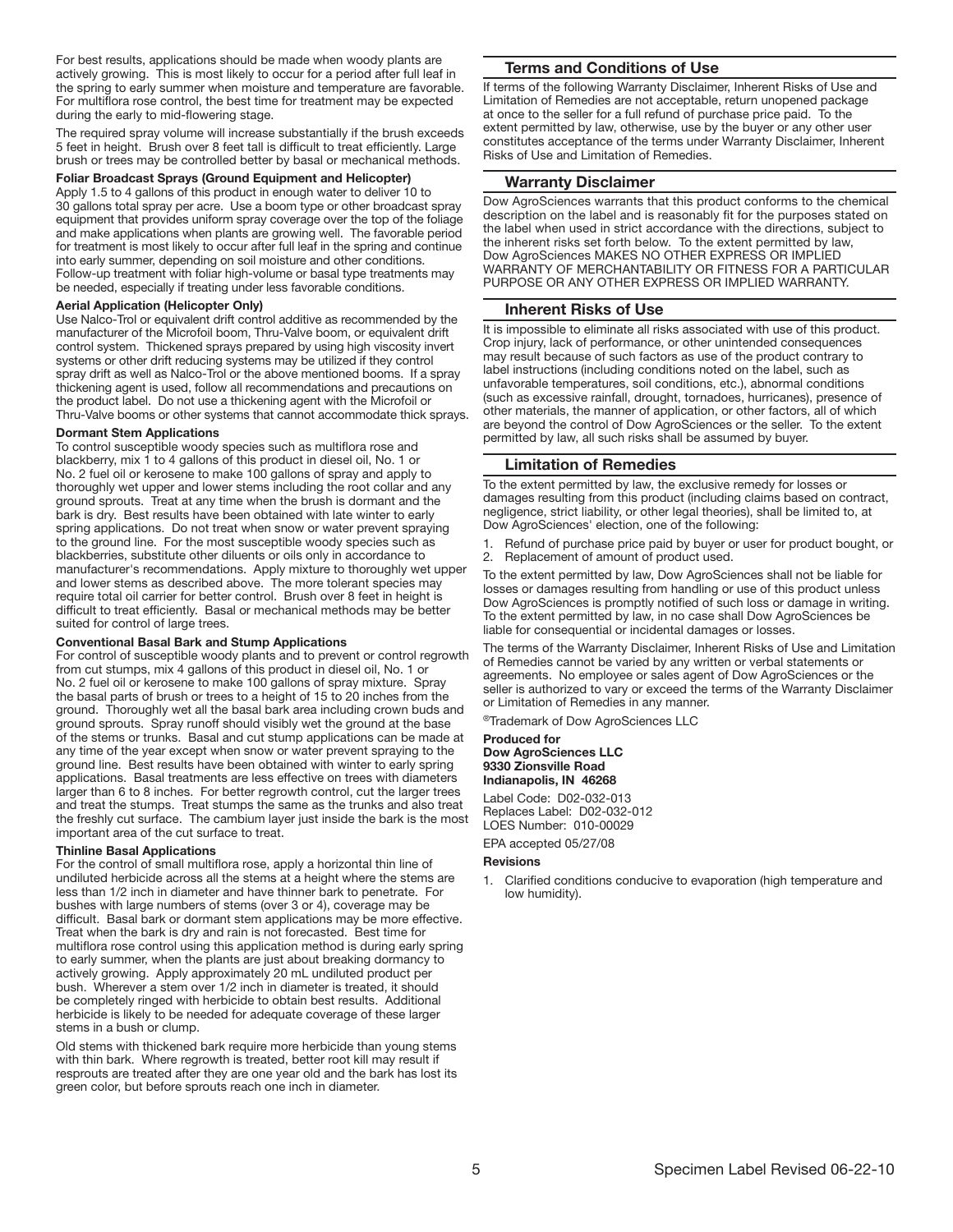For best results, applications should be made when woody plants are actively growing. This is most likely to occur for a period after full leaf in the spring to early summer when moisture and temperature are favorable. For multiflora rose control, the best time for treatment may be expected during the early to mid-flowering stage.

The required spray volume will increase substantially if the brush exceeds 5 feet in height. Brush over 8 feet tall is difficult to treat efficiently. Large brush or trees may be controlled better by basal or mechanical methods.

**Foliar Broadcast Sprays (Ground Equipment and Helicopter)**

Apply 1.5 to 4 gallons of this product in enough water to deliver 10 to 30 gallons total spray per acre. Use a boom type or other broadcast spray equipment that provides uniform spray coverage over the top of the foliage and make applications when plants are growing well. The favorable period for treatment is most likely to occur after full leaf in the spring and continue into early summer, depending on soil moisture and other conditions. Follow-up treatment with foliar high-volume or basal type treatments may be needed, especially if treating under less favorable conditions.

**Aerial Application (Helicopter Only)**

Use Nalco-Trol or equivalent drift control additive as recommended by the manufacturer of the Microfoil boom, Thru-Valve boom, or equivalent drift control system. Thickened sprays prepared by using high viscosity invert systems or other drift reducing systems may be utilized if they control spray drift as well as Nalco-Trol or the above mentioned booms. If a spray thickening agent is used, follow all recommendations and precautions on the product label. Do not use a thickening agent with the Microfoil or Thru-Valve booms or other systems that cannot accommodate thick sprays.

**Dormant Stem Applications**

To control susceptible woody species such as multiflora rose and blackberry, mix 1 to 4 gallons of this product in diesel oil, No. 1 or No. 2 fuel oil or kerosene to make 100 gallons of spray and apply to thoroughly wet upper and lower stems including the root collar and any ground sprouts. Treat at any time when the brush is dormant and the bark is dry. Best results have been obtained with late winter to early spring applications. Do not treat when snow or water prevent spraying to the ground line. For the most susceptible woody species such as blackberries, substitute other diluents or oils only in accordance to manufacturer's recommendations. Apply mixture to thoroughly wet upper and lower stems as described above. The more tolerant species may require total oil carrier for better control. Brush over 8 feet in height is difficult to treat efficiently. Basal or mechanical methods may be better suited for control of large trees.

**Conventional Basal Bark and Stump Applications**

For control of susceptible woody plants and to prevent or control regrowth from cut stumps, mix 4 gallons of this product in diesel oil, No. 1 or No. 2 fuel oil or kerosene to make 100 gallons of spray mixture. Spray the basal parts of brush or trees to a height of 15 to 20 inches from the ground. Thoroughly wet all the basal bark area including crown buds and ground sprouts. Spray runoff should visibly wet the ground at the base of the stems or trunks. Basal and cut stump applications can be made at any time of the year except when snow or water prevent spraying to the ground line. Best results have been obtained with winter to early spring applications. Basal treatments are less effective on trees with diameters larger than 6 to 8 inches. For better regrowth control, cut the larger trees and treat the stumps. Treat stumps the same as the trunks and also treat the freshly cut surface. The cambium layer just inside the bark is the most important area of the cut surface to treat.

**Thinline Basal Applications**

For the control of small multiflora rose, apply a horizontal thin line of undiluted herbicide across all the stems at a height where the stems are less than 1/2 inch in diameter and have thinner bark to penetrate. For bushes with large numbers of stems (over 3 or 4), coverage may be difficult. Basal bark or dormant stem applications may be more effective. Treat when the bark is dry and rain is not forecasted. Best time for multiflora rose control using this application method is during early spring to early summer, when the plants are just about breaking dormancy to actively growing. Apply approximately 20 mL undiluted product per bush. Wherever a stem over 1/2 inch in diameter is treated, it should be completely ringed with herbicide to obtain best results. Additional herbicide is likely to be needed for adequate coverage of these larger stems in a bush or clump.

Old stems with thickened bark require more herbicide than young stems with thin bark. Where regrowth is treated, better root kill may result if resprouts are treated after they are one year old and the bark has lost its green color, but before sprouts reach one inch in diameter.

## Terms and Conditions of Use

If terms of the following Warranty Disclaimer, Inherent Risks of Use and Limitation of Remedies are not acceptable, return unopened package at once to the seller for a full refund of purchase price paid. To the extent permitted by law, otherwise, use by the buyer or any other user constitutes acceptance of the terms under Warranty Disclaimer, Inherent Risks of Use and Limitation of Remedies.

## Warranty Disclaimer

Dow AgroSciences warrants that this product conforms to the chemical description on the label and is reasonably fit for the purposes stated on the label when used in strict accordance with the directions, subject to the inherent risks set forth below. To the extent permitted by law, Dow AgroSciences MAKES NO OTHER EXPRESS OR IMPLIED WARRANTY OF MERCHANTABILITY OR FITNESS FOR A PARTICULAR PURPOSE OR ANY OTHER EXPRESS OR IMPLIED WARRANTY.

## Inherent Risks of Use

It is impossible to eliminate all risks associated with use of this product. Crop injury, lack of performance, or other unintended consequences may result because of such factors as use of the product contrary to label instructions (including conditions noted on the label, such as unfavorable temperatures, soil conditions, etc.), abnormal conditions (such as excessive rainfall, drought, tornadoes, hurricanes), presence of other materials, the manner of application, or other factors, all of which are beyond the control of Dow AgroSciences or the seller. To the extent permitted by law, all such risks shall be assumed by buyer.

## Limitation of Remedies

To the extent permitted by law, the exclusive remedy for losses or damages resulting from this product (including claims based on contract, negligence, strict liability, or other legal theories), shall be limited to, at Dow AgroSciences' election, one of the following:

1. Refund of purchase price paid by buyer or user for product bought, or
2. Replacement of amount of product used.

To the extent permitted by law, Dow AgroSciences shall not be liable for losses or damages resulting from handling or use of this product unless Dow AgroSciences is promptly notified of such loss or damage in writing. To the extent permitted by law, in no case shall Dow AgroSciences be liable for consequential or incidental damages or losses.

The terms of the Warranty Disclaimer, Inherent Risks of Use and Limitation of Remedies cannot be varied by any written or verbal statements or agreements. No employee or sales agent of Dow AgroSciences or the seller is authorized to vary or exceed the terms of the Warranty Disclaimer or Limitation of Remedies in any manner.

®Trademark of Dow AgroSciences LLC

**Produced for**
**Dow AgroSciences LLC**
**9330 Zionsville Road**
**Indianapolis, IN 46268**

Label Code: D02-032-013
Replaces Label: D02-032-012
LOES Number: 010-00029

EPA accepted 05/27/08

**Revisions**

1. Clarified conditions conducive to evaporation (high temperature and low humidity).